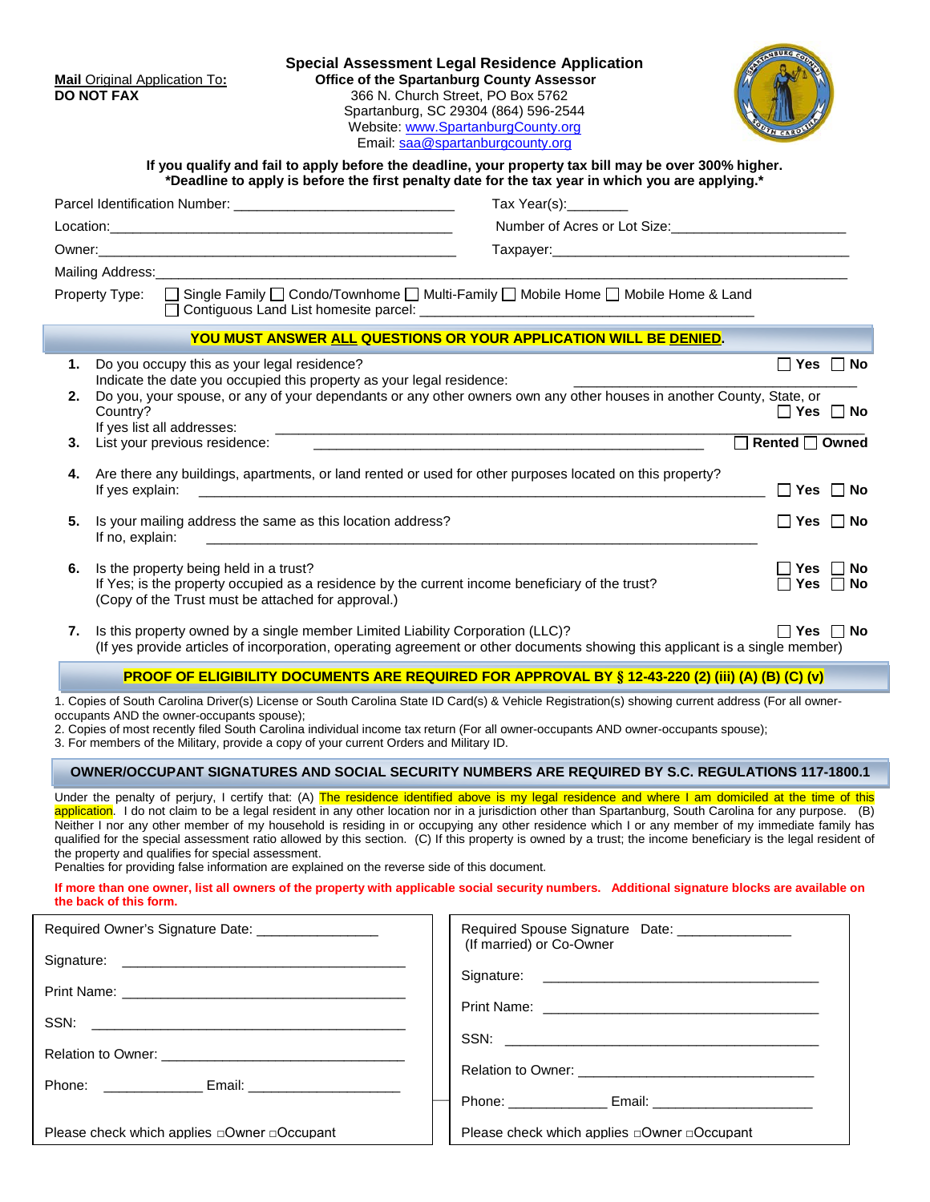**Mail** Original Application To**:**
**DO NOT FAX**

## Special Assessment Legal Residence Application

**Office of the Spartanburg County Assessor**
366 N. Church Street, PO Box 5762
Spartanburg, SC 29304 (864) 596-2544
Website: www.SpartanburgCounty.org
Email: saa@spartanburgcounty.org

**If you qualify and fail to apply before the deadline, your property tax bill may be over 300% higher.**
**\*Deadline to apply is before the first penalty date for the tax year in which you are applying.\***

Parcel Identification Number: ____________________________ Tax Year(s):________

Location:______________________________________________ Number of Acres or Lot Size:______________________

Owner:_______________________________________________ Taxpayer:______________________________________

Mailing Address:______________________________________________________________________________________

Property Type: ☐ Single Family ☐ Condo/Townhome ☐ Multi-Family ☐ Mobile Home ☐ Mobile Home & Land
☐ Contiguous Land List homesite parcel: __________________________________________

**YOU MUST ANSWER ALL QUESTIONS OR YOUR APPLICATION WILL BE DENIED.**

1. Do you occupy this as your legal residence? ☐ **Yes** ☐ **No**
   Indicate the date you occupied this property as your legal residence: ____________________________________
2. Do you, your spouse, or any of your dependants or any other owners own any other houses in another County, State, or Country? ☐ **Yes** ☐ **No**
   If yes list all addresses: ______________________________________________________________________
3. List your previous residence: __________________________________________________ ☐ **Rented** ☐ **Owned**
4. Are there any buildings, apartments, or land rented or used for other purposes located on this property?
   If yes explain: ________________________________________________________________________ ☐ **Yes** ☐ **No**
5. Is your mailing address the same as this location address? ☐ **Yes** ☐ **No**
   If no, explain: ______________________________________________________________________
6. Is the property being held in a trust? ☐ **Yes** ☐ **No**
   If Yes; is the property occupied as a residence by the current income beneficiary of the trust? ☐ **Yes** ☐ **No**
   (Copy of the Trust must be attached for approval.)
7. Is this property owned by a single member Limited Liability Corporation (LLC)? ☐ **Yes** ☐ **No**
   (If yes provide articles of incorporation, operating agreement or other documents showing this applicant is a single member)

**PROOF OF ELIGIBILITY DOCUMENTS ARE REQUIRED FOR APPROVAL BY § 12-43-220 (2) (iii) (A) (B) (C) (v)**

1. Copies of South Carolina Driver(s) License or South Carolina State ID Card(s) & Vehicle Registration(s) showing current address (For all owner-occupants AND the owner-occupants spouse);
2. Copies of most recently filed South Carolina individual income tax return (For all owner-occupants AND owner-occupants spouse);
3. For members of the Military, provide a copy of your current Orders and Military ID.

**OWNER/OCCUPANT SIGNATURES AND SOCIAL SECURITY NUMBERS ARE REQUIRED BY S.C. REGULATIONS 117-1800.1**

Under the penalty of perjury, I certify that: (A) The residence identified above is my legal residence and where I am domiciled at the time of this application. I do not claim to be a legal resident in any other location nor in a jurisdiction other than Spartanburg, South Carolina for any purpose. (B) Neither I nor any other member of my household is residing in or occupying any other residence which I or any member of my immediate family has qualified for the special assessment ratio allowed by this section. (C) If this property is owned by a trust; the income beneficiary is the legal resident of the property and qualifies for special assessment.
Penalties for providing false information are explained on the reverse side of this document.

**If more than one owner, list all owners of the property with applicable social security numbers. Additional signature blocks are available on the back of this form.**

Required Owner's Signature Date: _______________

Signature: ____________________________________

Print Name: ___________________________________

SSN: ________________________________________

Relation to Owner: _____________________________

Phone: ____________ Email: ___________________

Please check which applies ☐Owner ☐Occupant

Required Spouse Signature Date: ______________
(If married) or Co-Owner

Signature: ___________________________________

Print Name: __________________________________

SSN: _______________________________________

Relation to Owner: ____________________________

Phone: ____________ Email: ___________________

Please check which applies ☐Owner ☐Occupant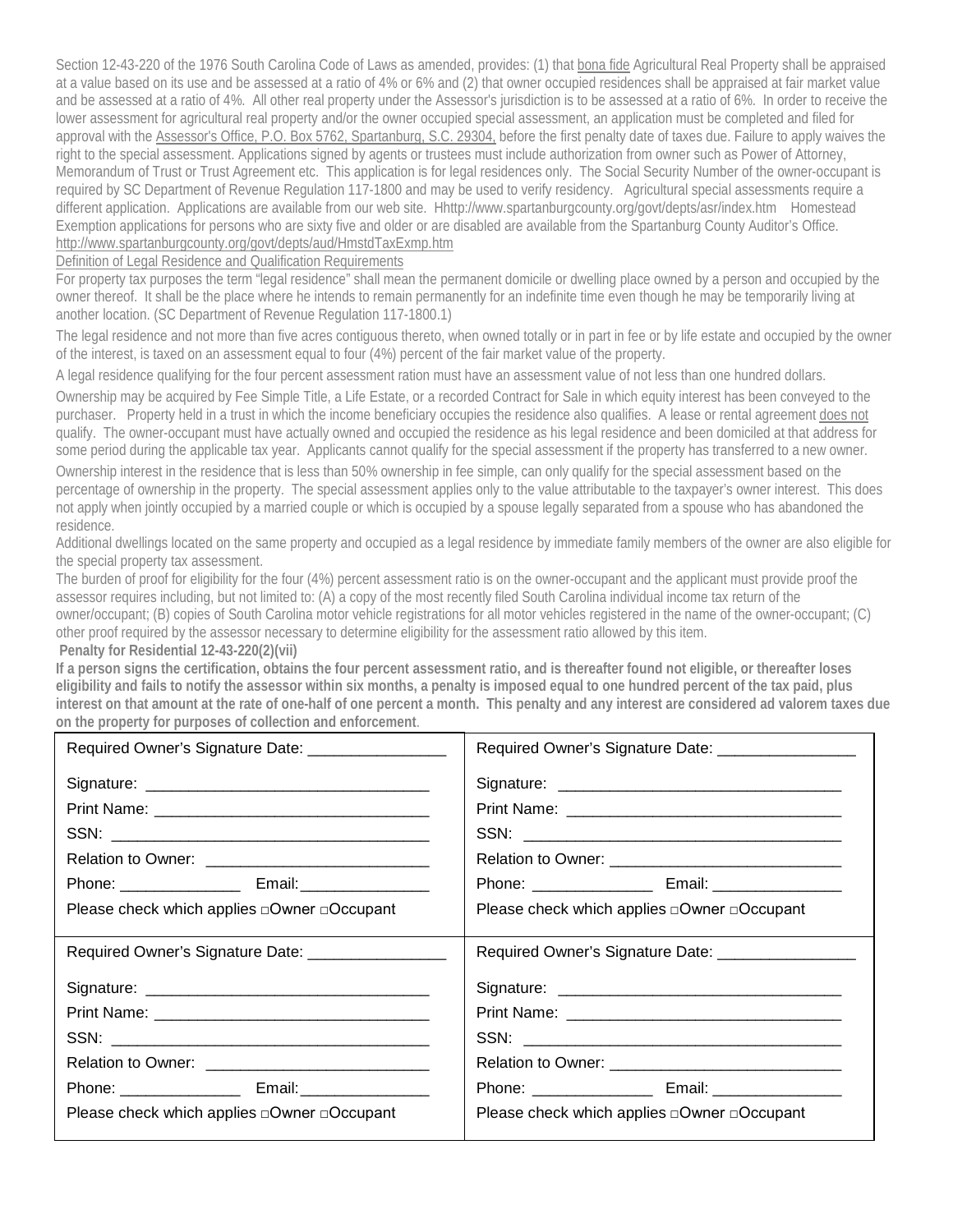Section 12-43-220 of the 1976 South Carolina Code of Laws as amended, provides: (1) that bona fide Agricultural Real Property shall be appraised at a value based on its use and be assessed at a ratio of 4% or 6% and (2) that owner occupied residences shall be appraised at fair market value and be assessed at a ratio of 4%. All other real property under the Assessor's jurisdiction is to be assessed at a ratio of 6%. In order to receive the lower assessment for agricultural real property and/or the owner occupied special assessment, an application must be completed and filed for approval with the Assessor's Office, P.O. Box 5762, Spartanburg, S.C. 29304, before the first penalty date of taxes due. Failure to apply waives the right to the special assessment. Applications signed by agents or trustees must include authorization from owner such as Power of Attorney, Memorandum of Trust or Trust Agreement etc. This application is for legal residences only. The Social Security Number of the owner-occupant is required by SC Department of Revenue Regulation 117-1800 and may be used to verify residency. Agricultural special assessments require a different application. Applications are available from our web site. Hhttp://www.spartanburgcounty.org/govt/depts/asr/index.htm Homestead Exemption applications for persons who are sixty five and older or are disabled are available from the Spartanburg County Auditor's Office. http://www.spartanburgcounty.org/govt/depts/aud/HmstdTaxExmp.htm

Definition of Legal Residence and Qualification Requirements

For property tax purposes the term "legal residence" shall mean the permanent domicile or dwelling place owned by a person and occupied by the owner thereof. It shall be the place where he intends to remain permanently for an indefinite time even though he may be temporarily living at another location. (SC Department of Revenue Regulation 117-1800.1)

The legal residence and not more than five acres contiguous thereto, when owned totally or in part in fee or by life estate and occupied by the owner of the interest, is taxed on an assessment equal to four (4%) percent of the fair market value of the property.

A legal residence qualifying for the four percent assessment ration must have an assessment value of not less than one hundred dollars.

Ownership may be acquired by Fee Simple Title, a Life Estate, or a recorded Contract for Sale in which equity interest has been conveyed to the purchaser. Property held in a trust in which the income beneficiary occupies the residence also qualifies. A lease or rental agreement does not qualify. The owner-occupant must have actually owned and occupied the residence as his legal residence and been domiciled at that address for some period during the applicable tax year. Applicants cannot qualify for the special assessment if the property has transferred to a new owner.

Ownership interest in the residence that is less than 50% ownership in fee simple, can only qualify for the special assessment based on the percentage of ownership in the property. The special assessment applies only to the value attributable to the taxpayer's owner interest. This does not apply when jointly occupied by a married couple or which is occupied by a spouse legally separated from a spouse who has abandoned the residence.

Additional dwellings located on the same property and occupied as a legal residence by immediate family members of the owner are also eligible for the special property tax assessment.

The burden of proof for eligibility for the four (4%) percent assessment ratio is on the owner-occupant and the applicant must provide proof the assessor requires including, but not limited to: (A) a copy of the most recently filed South Carolina individual income tax return of the owner/occupant; (B) copies of South Carolina motor vehicle registrations for all motor vehicles registered in the name of the owner-occupant; (C) other proof required by the assessor necessary to determine eligibility for the assessment ratio allowed by this item.

**Penalty for Residential 12-43-220(2)(vii)**

**If a person signs the certification, obtains the four percent assessment ratio, and is thereafter found not eligible, or thereafter loses eligibility and fails to notify the assessor within six months, a penalty is imposed equal to one hundred percent of the tax paid, plus interest on that amount at the rate of one-half of one percent a month. This penalty and any interest are considered ad valorem taxes due on the property for purposes of collection and enforcement.**

| | |
|---|---|
| Required Owner's Signature Date: ________________<br><br>Signature: ________________________________<br>Print Name: _______________________________<br>SSN: ____________________________________<br>Relation to Owner: __________________________<br>Phone: ______________ Email:_______________<br>Please check which applies □Owner □Occupant | Required Owner's Signature Date: ________________<br><br>Signature: ________________________________<br>Print Name: _______________________________<br>SSN: ____________________________________<br>Relation to Owner: __________________________<br>Phone: ______________ Email: _______________<br>Please check which applies □Owner □Occupant |
| Required Owner's Signature Date: ________________<br><br>Signature: ________________________________<br>Print Name: _______________________________<br>SSN: ____________________________________<br>Relation to Owner: __________________________<br>Phone: ______________ Email:_______________<br>Please check which applies □Owner □Occupant | Required Owner's Signature Date: ________________<br><br>Signature: ________________________________<br>Print Name: _______________________________<br>SSN: ____________________________________<br>Relation to Owner: __________________________<br>Phone: ______________ Email: _______________<br>Please check which applies □Owner □Occupant |